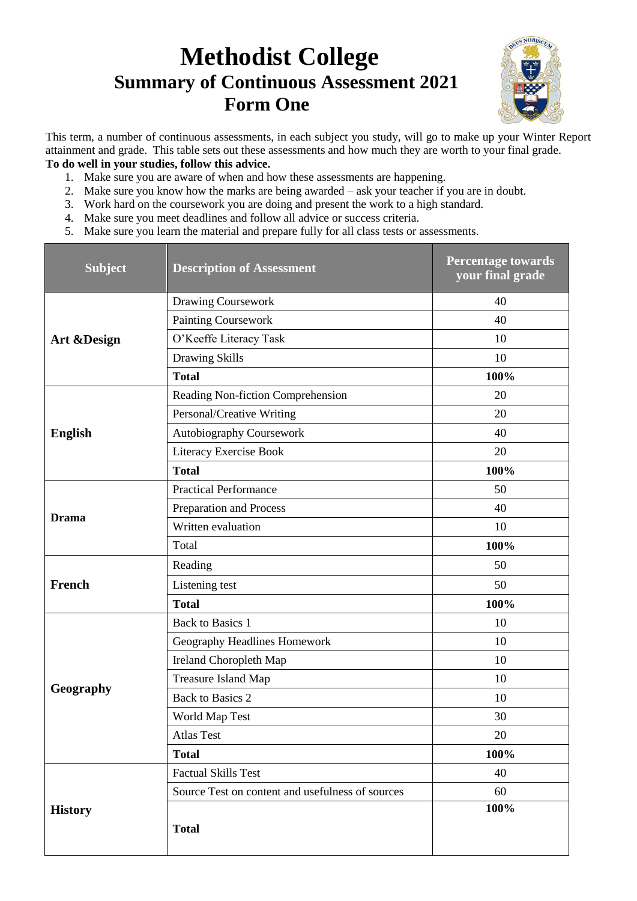# Methodist College
## Summary of Continuous Assessment 2021
## Form One

This term, a number of continuous assessments, in each subject you study, will go to make up your Winter Report attainment and grade. This table sets out these assessments and how much they are worth to your final grade.

**To do well in your studies, follow this advice.**

1. Make sure you are aware of when and how these assessments are happening.
2. Make sure you know how the marks are being awarded – ask your teacher if you are in doubt.
3. Work hard on the coursework you are doing and present the work to a high standard.
4. Make sure you meet deadlines and follow all advice or success criteria.
5. Make sure you learn the material and prepare fully for all class tests or assessments.

| Subject | Description of Assessment | Percentage towards your final grade |
|---|---|---|
| **Art &Design** | Drawing Coursework | 40 |
| | Painting Coursework | 40 |
| | O'Keeffe Literacy Task | 10 |
| | Drawing Skills | 10 |
| | **Total** | **100%** |
| **English** | Reading Non-fiction Comprehension | 20 |
| | Personal/Creative Writing | 20 |
| | Autobiography Coursework | 40 |
| | Literacy Exercise Book | 20 |
| | **Total** | **100%** |
| **Drama** | Practical Performance | 50 |
| | Preparation and Process | 40 |
| | Written evaluation | 10 |
| | Total | **100%** |
| **French** | Reading | 50 |
| | Listening test | 50 |
| | **Total** | **100%** |
| **Geography** | Back to Basics 1 | 10 |
| | Geography Headlines Homework | 10 |
| | Ireland Choropleth Map | 10 |
| | Treasure Island Map | 10 |
| | Back to Basics 2 | 10 |
| | World Map Test | 30 |
| | Atlas Test | 20 |
| | **Total** | **100%** |
| **History** | Factual Skills Test | 40 |
| | Source Test on content and usefulness of sources | 60 |
| | **Total** | **100%** |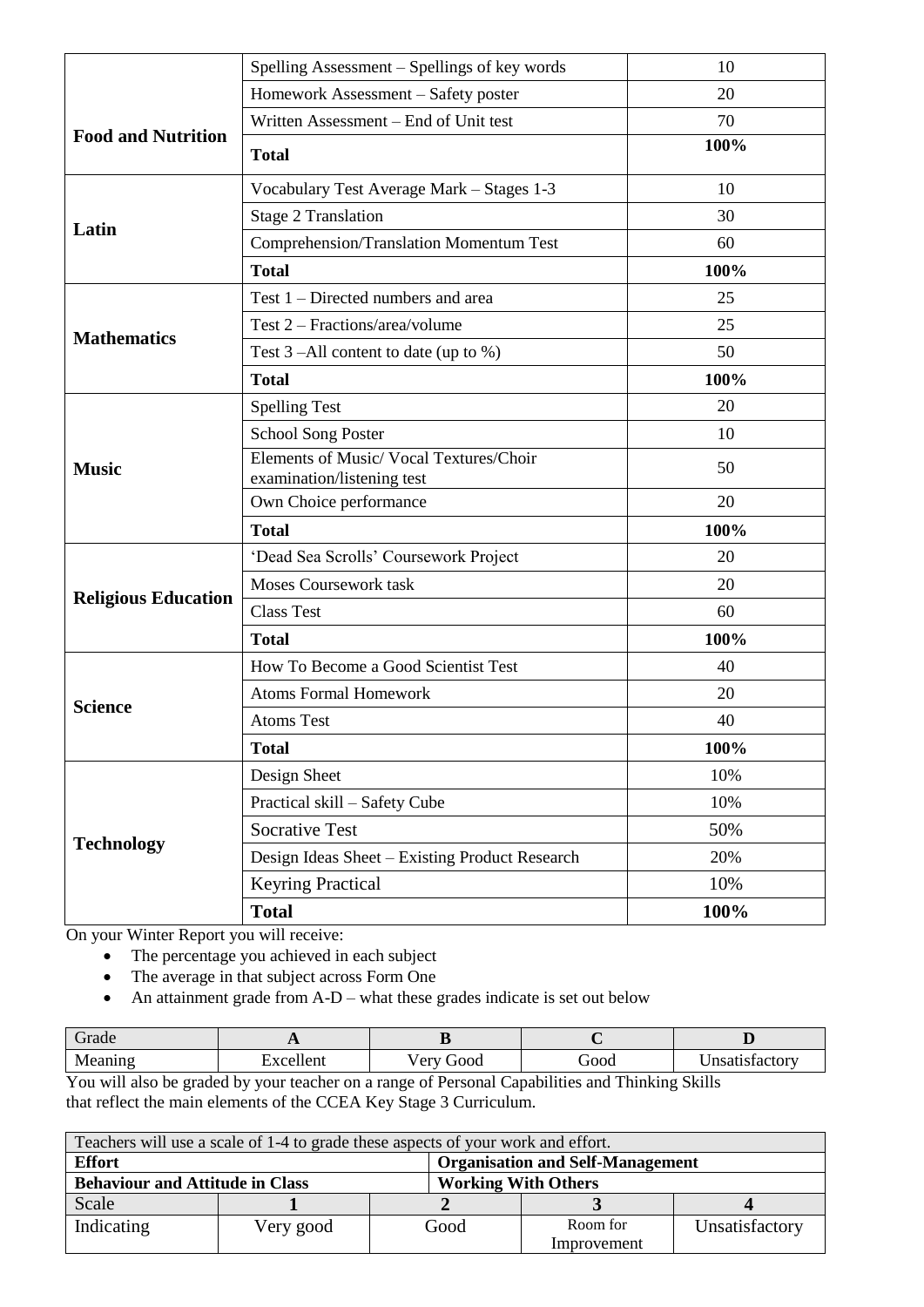| | | |
|---|---|---|
| **Food and Nutrition** | Spelling Assessment – Spellings of key words | 10 |
| | Homework Assessment – Safety poster | 20 |
| | Written Assessment – End of Unit test | 70 |
| | **Total** | **100%** |
| **Latin** | Vocabulary Test Average Mark – Stages 1-3 | 10 |
| | Stage 2 Translation | 30 |
| | Comprehension/Translation Momentum Test | 60 |
| | **Total** | **100%** |
| **Mathematics** | Test 1 – Directed numbers and area | 25 |
| | Test 2 – Fractions/area/volume | 25 |
| | Test 3 –All content to date (up to %) | 50 |
| | **Total** | **100%** |
| **Music** | Spelling Test | 20 |
| | School Song Poster | 10 |
| | Elements of Music/ Vocal Textures/Choir examination/listening test | 50 |
| | Own Choice performance | 20 |
| | **Total** | **100%** |
| **Religious Education** | 'Dead Sea Scrolls' Coursework Project | 20 |
| | Moses Coursework task | 20 |
| | Class Test | 60 |
| | **Total** | **100%** |
| **Science** | How To Become a Good Scientist Test | 40 |
| | Atoms Formal Homework | 20 |
| | Atoms Test | 40 |
| | **Total** | **100%** |
| **Technology** | Design Sheet | 10% |
| | Practical skill – Safety Cube | 10% |
| | Socrative Test | 50% |
| | Design Ideas Sheet – Existing Product Research | 20% |
| | Keyring Practical | 10% |
| | **Total** | **100%** |

On your Winter Report you will receive:

- The percentage you achieved in each subject
- The average in that subject across Form One
- An attainment grade from A-D – what these grades indicate is set out below

| Grade | **A** | **B** | **C** | **D** |
|---|---|---|---|---|
| Meaning | Excellent | Very Good | Good | Unsatisfactory |

You will also be graded by your teacher on a range of Personal Capabilities and Thinking Skills that reflect the main elements of the CCEA Key Stage 3 Curriculum.

| Teachers will use a scale of 1-4 to grade these aspects of your work and effort. | | | | |
|---|---|---|---|---|
| **Effort** | | **Organisation and Self-Management** | | |
| **Behaviour and Attitude in Class** | | **Working With Others** | | |
| Scale | **1** | **2** | **3** | **4** |
| Indicating | Very good | Good | Room for Improvement | Unsatisfactory |